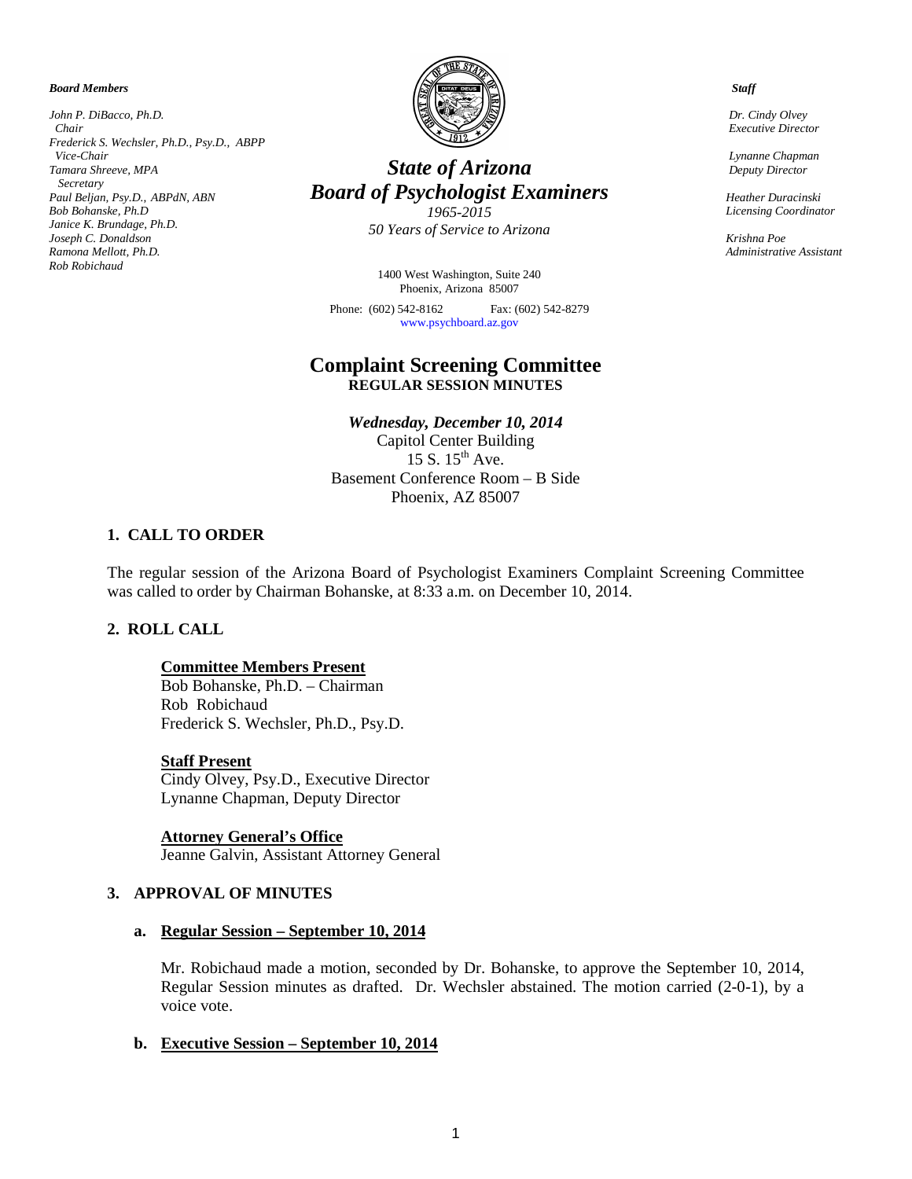*Board Members*

*John P. DiBacco, Ph.D.*
*Chair*
*Frederick S. Wechsler, Ph.D., Psy.D., ABPP*
*Vice-Chair*
*Tamara Shreeve, MPA*
*Secretary*
*Paul Beljan, Psy.D., ABPdN, ABN*
*Bob Bohanske, Ph.D*
*Janice K. Brundage, Ph.D.*
*Joseph C. Donaldson*
*Ramona Mellott, Ph.D.*
*Rob Robichaud*

# *State of Arizona*
# *Board of Psychologist Examiners*

*1965-2015*
*50 Years of Service to Arizona*

1400 West Washington, Suite 240
Phoenix, Arizona 85007

Phone: (602) 542-8162 Fax: (602) 542-8279
www.psychboard.az.gov

*Staff*

*Dr. Cindy Olvey*
*Executive Director*

*Lynanne Chapman*
*Deputy Director*

*Heather Duracinski*
*Licensing Coordinator*

*Krishna Poe*
*Administrative Assistant*

## Complaint Screening Committee
**REGULAR SESSION MINUTES**

***Wednesday, December 10, 2014***
Capitol Center Building
15 S. 15th Ave.
Basement Conference Room – B Side
Phoenix, AZ 85007

### 1. CALL TO ORDER

The regular session of the Arizona Board of Psychologist Examiners Complaint Screening Committee was called to order by Chairman Bohanske, at 8:33 a.m. on December 10, 2014.

### 2. ROLL CALL

**Committee Members Present**
Bob Bohanske, Ph.D. – Chairman
Rob Robichaud
Frederick S. Wechsler, Ph.D., Psy.D.

**Staff Present**
Cindy Olvey, Psy.D., Executive Director
Lynanne Chapman, Deputy Director

**Attorney General's Office**
Jeanne Galvin, Assistant Attorney General

### 3. APPROVAL OF MINUTES

**a. Regular Session – September 10, 2014**

Mr. Robichaud made a motion, seconded by Dr. Bohanske, to approve the September 10, 2014, Regular Session minutes as drafted. Dr. Wechsler abstained. The motion carried (2-0-1), by a voice vote.

**b. Executive Session – September 10, 2014**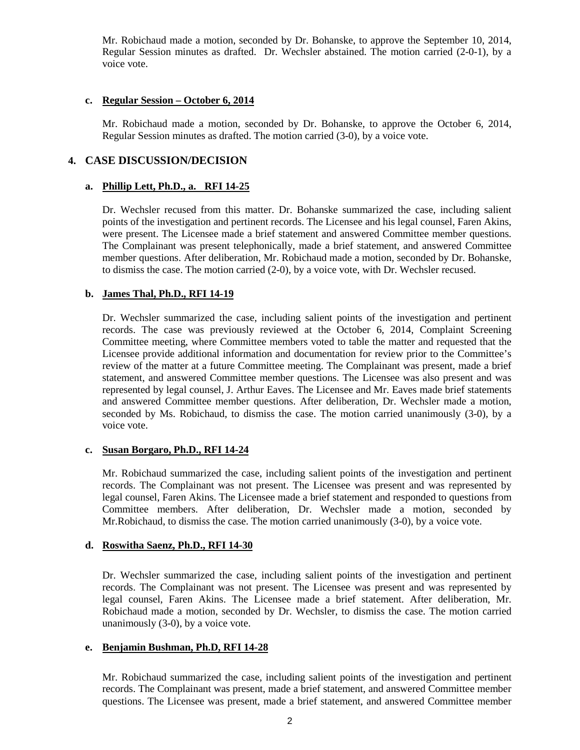Mr. Robichaud made a motion, seconded by Dr. Bohanske, to approve the September 10, 2014, Regular Session minutes as drafted. Dr. Wechsler abstained. The motion carried (2-0-1), by a voice vote.

**c. Regular Session – October 6, 2014**

Mr. Robichaud made a motion, seconded by Dr. Bohanske, to approve the October 6, 2014, Regular Session minutes as drafted. The motion carried (3-0), by a voice vote.

## 4. CASE DISCUSSION/DECISION

**a. Phillip Lett, Ph.D., a. RFI 14-25**

Dr. Wechsler recused from this matter. Dr. Bohanske summarized the case, including salient points of the investigation and pertinent records. The Licensee and his legal counsel, Faren Akins, were present. The Licensee made a brief statement and answered Committee member questions. The Complainant was present telephonically, made a brief statement, and answered Committee member questions. After deliberation, Mr. Robichaud made a motion, seconded by Dr. Bohanske, to dismiss the case. The motion carried (2-0), by a voice vote, with Dr. Wechsler recused.

**b. James Thal, Ph.D., RFI 14-19**

Dr. Wechsler summarized the case, including salient points of the investigation and pertinent records. The case was previously reviewed at the October 6, 2014, Complaint Screening Committee meeting, where Committee members voted to table the matter and requested that the Licensee provide additional information and documentation for review prior to the Committee's review of the matter at a future Committee meeting. The Complainant was present, made a brief statement, and answered Committee member questions. The Licensee was also present and was represented by legal counsel, J. Arthur Eaves. The Licensee and Mr. Eaves made brief statements and answered Committee member questions. After deliberation, Dr. Wechsler made a motion, seconded by Ms. Robichaud, to dismiss the case. The motion carried unanimously (3-0), by a voice vote.

**c. Susan Borgaro, Ph.D., RFI 14-24**

Mr. Robichaud summarized the case, including salient points of the investigation and pertinent records. The Complainant was not present. The Licensee was present and was represented by legal counsel, Faren Akins. The Licensee made a brief statement and responded to questions from Committee members. After deliberation, Dr. Wechsler made a motion, seconded by Mr.Robichaud, to dismiss the case. The motion carried unanimously (3-0), by a voice vote.

**d. Roswitha Saenz, Ph.D., RFI 14-30**

Dr. Wechsler summarized the case, including salient points of the investigation and pertinent records. The Complainant was not present. The Licensee was present and was represented by legal counsel, Faren Akins. The Licensee made a brief statement. After deliberation, Mr. Robichaud made a motion, seconded by Dr. Wechsler, to dismiss the case. The motion carried unanimously (3-0), by a voice vote.

**e. Benjamin Bushman, Ph.D, RFI 14-28**

Mr. Robichaud summarized the case, including salient points of the investigation and pertinent records. The Complainant was present, made a brief statement, and answered Committee member questions. The Licensee was present, made a brief statement, and answered Committee member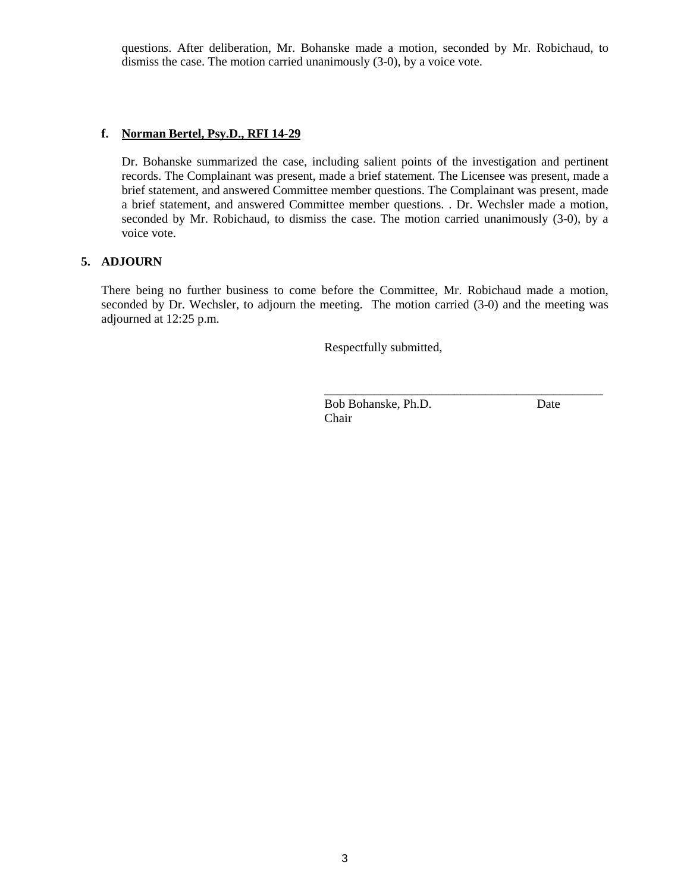questions. After deliberation, Mr. Bohanske made a motion, seconded by Mr. Robichaud, to dismiss the case. The motion carried unanimously (3-0), by a voice vote.

**f. Norman Bertel, Psy.D., RFI 14-29**

Dr. Bohanske summarized the case, including salient points of the investigation and pertinent records. The Complainant was present, made a brief statement. The Licensee was present, made a brief statement, and answered Committee member questions. The Complainant was present, made a brief statement, and answered Committee member questions. . Dr. Wechsler made a motion, seconded by Mr. Robichaud, to dismiss the case. The motion carried unanimously (3-0), by a voice vote.

## 5. ADJOURN

There being no further business to come before the Committee, Mr. Robichaud made a motion, seconded by Dr. Wechsler, to adjourn the meeting. The motion carried (3-0) and the meeting was adjourned at 12:25 p.m.

Respectfully submitted,

_______________________________________________

Bob Bohanske, Ph.D. Date
Chair